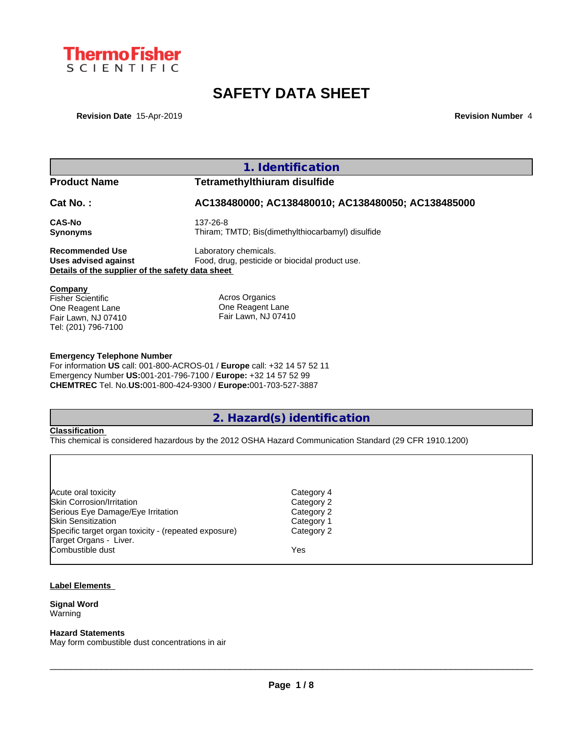ThermoFisher SCIENTIFIC

# SAFETY DATA SHEET

**Revision Date** 15-Apr-2019 **Revision Number** 4

## 1. Identification

| | |
|---|---|
| **Product Name** | **Tetramethylthiuram disulfide** |
| **Cat No. :** | **AC138480000; AC138480010; AC138480050; AC138485000** |
| **CAS-No** | 137-26-8 |
| **Synonyms** | Thiram; TMTD; Bis(dimethylthiocarbamyl) disulfide |
| **Recommended Use** | Laboratory chemicals. |
| **Uses advised against** | Food, drug, pesticide or biocidal product use. |

**Details of the supplier of the safety data sheet**

**Company**

Fisher Scientific
One Reagent Lane
Fair Lawn, NJ 07410
Tel: (201) 796-7100

Acros Organics
One Reagent Lane
Fair Lawn, NJ 07410

**Emergency Telephone Number**

For information **US** call: 001-800-ACROS-01 / **Europe** call: +32 14 57 52 11
Emergency Number **US:**001-201-796-7100 / **Europe:** +32 14 57 52 99
**CHEMTREC** Tel. No.**US:**001-800-424-9300 / **Europe:**001-703-527-3887

## 2. Hazard(s) identification

**Classification**

This chemical is considered hazardous by the 2012 OSHA Hazard Communication Standard (29 CFR 1910.1200)

| | |
|---|---|
| Acute oral toxicity | Category 4 |
| Skin Corrosion/Irritation | Category 2 |
| Serious Eye Damage/Eye Irritation | Category 2 |
| Skin Sensitization | Category 1 |
| Specific target organ toxicity - (repeated exposure) | Category 2 |
| Target Organs - Liver. | |
| Combustible dust | Yes |

**Label Elements**

**Signal Word**
Warning

**Hazard Statements**
May form combustible dust concentrations in air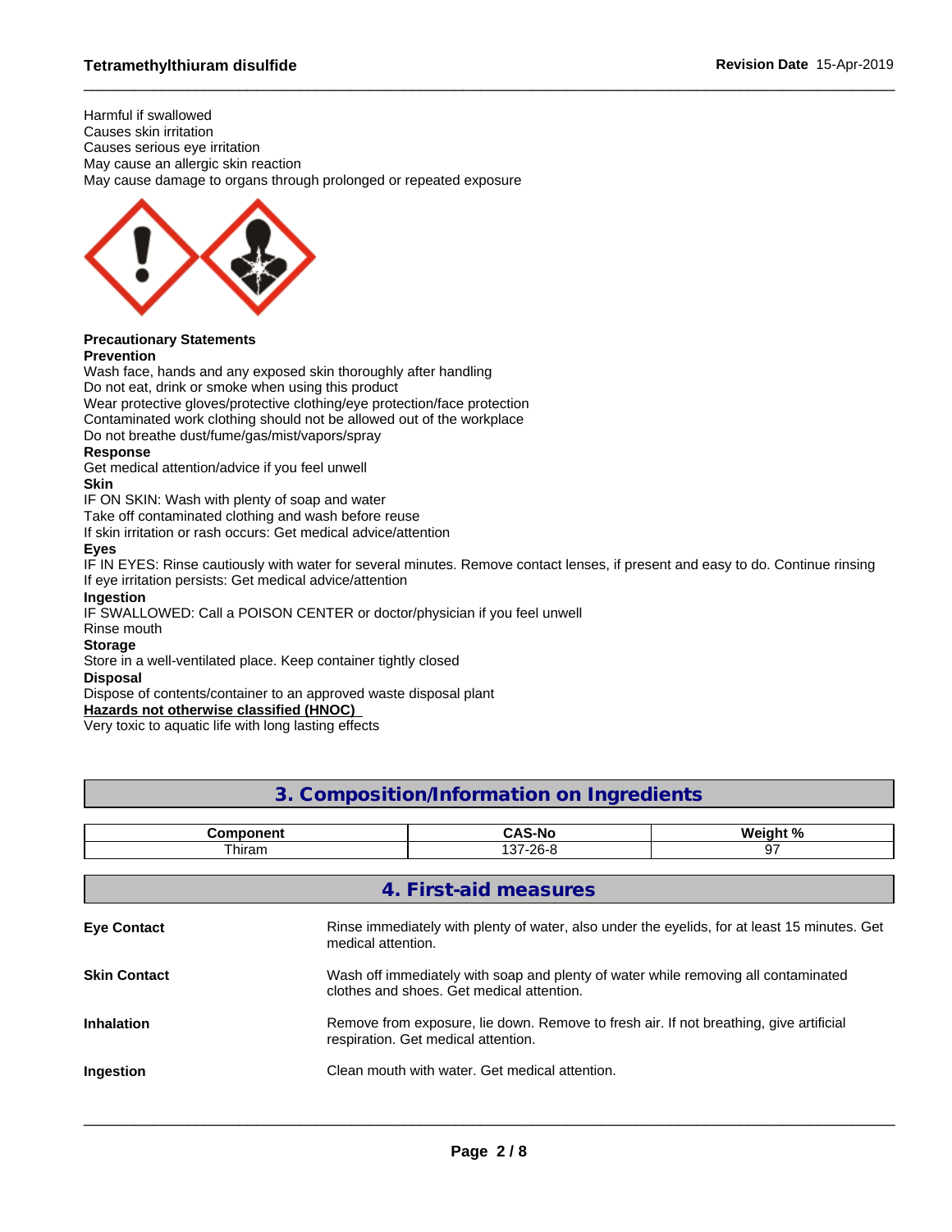Harmful if swallowed
Causes skin irritation
Causes serious eye irritation
May cause an allergic skin reaction
May cause damage to organs through prolonged or repeated exposure

**Precautionary Statements**

**Prevention**

Wash face, hands and any exposed skin thoroughly after handling
Do not eat, drink or smoke when using this product
Wear protective gloves/protective clothing/eye protection/face protection
Contaminated work clothing should not be allowed out of the workplace
Do not breathe dust/fume/gas/mist/vapors/spray

**Response**

Get medical attention/advice if you feel unwell

**Skin**

IF ON SKIN: Wash with plenty of soap and water
Take off contaminated clothing and wash before reuse
If skin irritation or rash occurs: Get medical advice/attention

**Eyes**

IF IN EYES: Rinse cautiously with water for several minutes. Remove contact lenses, if present and easy to do. Continue rinsing
If eye irritation persists: Get medical advice/attention

**Ingestion**

IF SWALLOWED: Call a POISON CENTER or doctor/physician if you feel unwell
Rinse mouth

**Storage**

Store in a well-ventilated place. Keep container tightly closed

**Disposal**

Dispose of contents/container to an approved waste disposal plant

**Hazards not otherwise classified (HNOC)**

Very toxic to aquatic life with long lasting effects

## 3. Composition/Information on Ingredients

| Component | CAS-No | Weight % |
|---|---|---|
| Thiram | 137-26-8 | 97 |

## 4. First-aid measures

**Eye Contact** Rinse immediately with plenty of water, also under the eyelids, for at least 15 minutes. Get medical attention.

**Skin Contact** Wash off immediately with soap and plenty of water while removing all contaminated clothes and shoes. Get medical attention.

**Inhalation** Remove from exposure, lie down. Remove to fresh air. If not breathing, give artificial respiration. Get medical attention.

**Ingestion** Clean mouth with water. Get medical attention.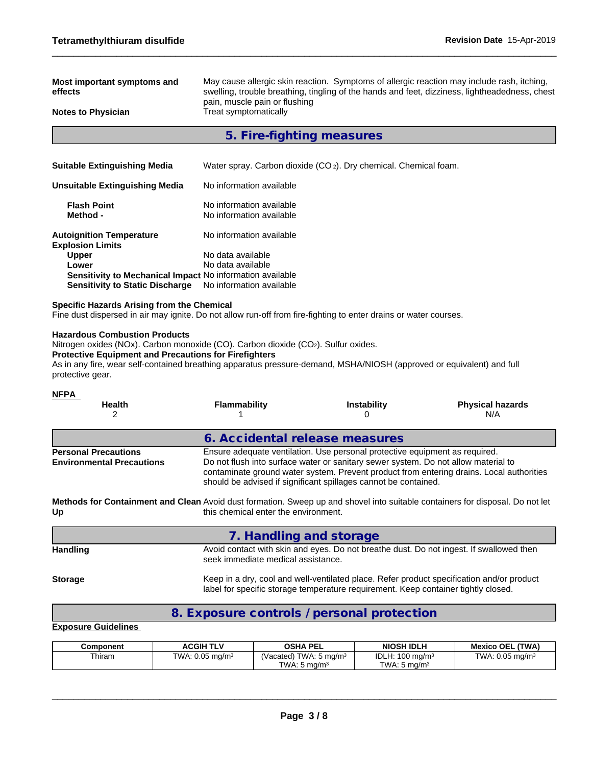**Most important symptoms and effects**
May cause allergic skin reaction. Symptoms of allergic reaction may include rash, itching, swelling, trouble breathing, tingling of the hands and feet, dizziness, lightheadedness, chest pain, muscle pain or flushing

**Notes to Physician**
Treat symptomatically

## 5. Fire-fighting measures

**Suitable Extinguishing Media**
Water spray. Carbon dioxide ($CO_2$). Dry chemical. Chemical foam.

**Unsuitable Extinguishing Media**
No information available

**Flash Point**
No information available

**Method -**
No information available

**Autoignition Temperature**
No information available

**Explosion Limits**

**Upper**
No data available

**Lower**
No data available

**Sensitivity to Mechanical Impact**
No information available

**Sensitivity to Static Discharge**
No information available

**Specific Hazards Arising from the Chemical**
Fine dust dispersed in air may ignite. Do not allow run-off from fire-fighting to enter drains or water courses.

**Hazardous Combustion Products**
Nitrogen oxides (NOx). Carbon monoxide (CO). Carbon dioxide ($CO_2$). Sulfur oxides.

**Protective Equipment and Precautions for Firefighters**
As in any fire, wear self-contained breathing apparatus pressure-demand, MSHA/NIOSH (approved or equivalent) and full protective gear.

**NFPA**

| Health | Flammability | Instability | Physical hazards |
|---|---|---|---|
| 2 | 1 | 0 | N/A |

## 6. Accidental release measures

**Personal Precautions**
Ensure adequate ventilation. Use personal protective equipment as required.

**Environmental Precautions**
Do not flush into surface water or sanitary sewer system. Do not allow material to contaminate ground water system. Prevent product from entering drains. Local authorities should be advised if significant spillages cannot be contained.

**Methods for Containment and Clean Up**
Avoid dust formation. Sweep up and shovel into suitable containers for disposal. Do not let this chemical enter the environment.

## 7. Handling and storage

**Handling**
Avoid contact with skin and eyes. Do not breathe dust. Do not ingest. If swallowed then seek immediate medical assistance.

**Storage**
Keep in a dry, cool and well-ventilated place. Refer product specification and/or product label for specific storage temperature requirement. Keep container tightly closed.

## 8. Exposure controls / personal protection

**Exposure Guidelines**

| Component | ACGIH TLV | OSHA PEL | NIOSH IDLH | Mexico OEL (TWA) |
|---|---|---|---|---|
| Thiram | TWA: 0.05 mg/m$^3$ | (Vacated) TWA: 5 mg/m$^3$<br>TWA: 5 mg/m$^3$ | IDLH: 100 mg/m$^3$<br>TWA: 5 mg/m$^3$ | TWA: 0.05 mg/m$^3$ |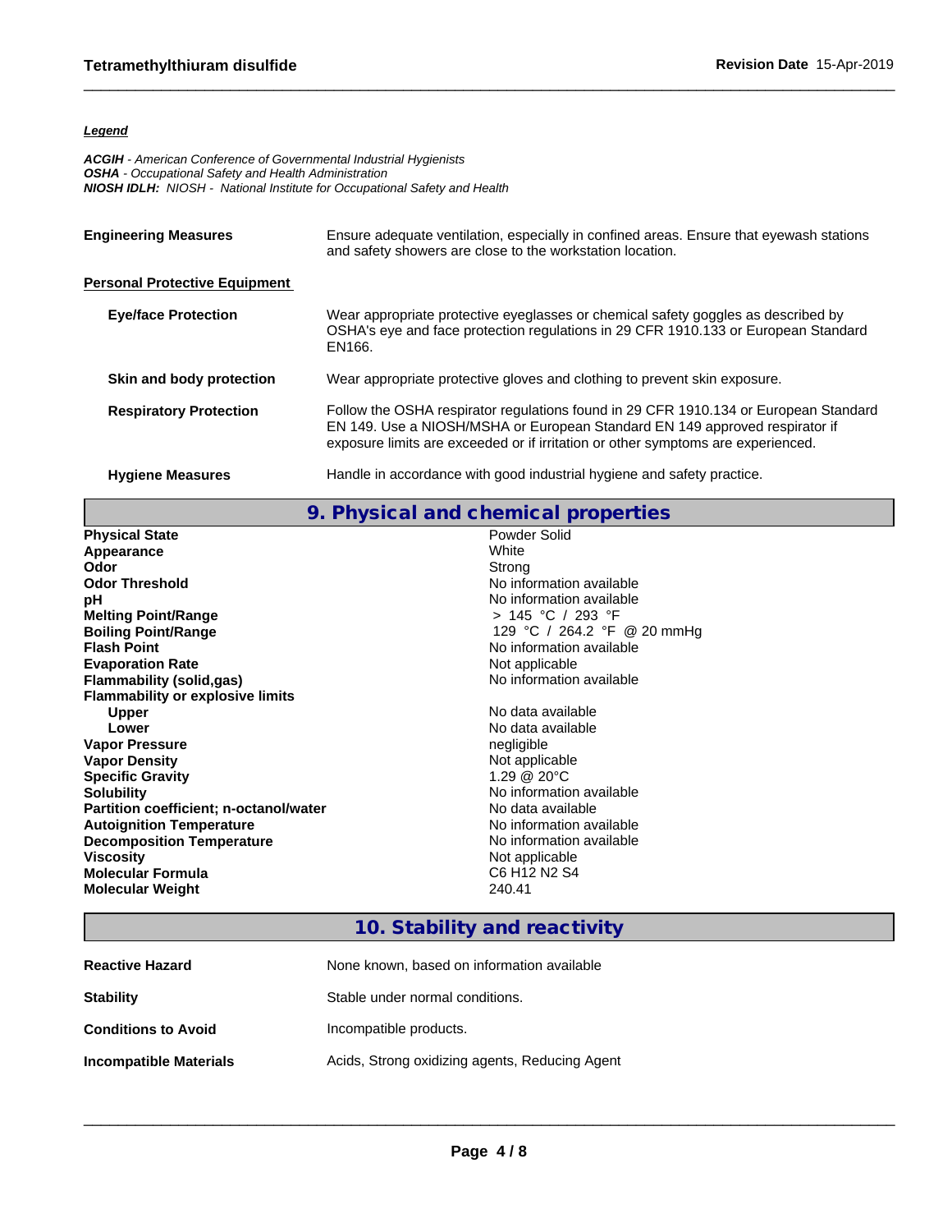***Legend***

***ACGIH*** *- American Conference of Governmental Industrial Hygienists*
***OSHA*** *- Occupational Safety and Health Administration*
***NIOSH IDLH:*** *NIOSH - National Institute for Occupational Safety and Health*

**Engineering Measures** — Ensure adequate ventilation, especially in confined areas. Ensure that eyewash stations and safety showers are close to the workstation location.

**Personal Protective Equipment**

**Eye/face Protection** — Wear appropriate protective eyeglasses or chemical safety goggles as described by OSHA's eye and face protection regulations in 29 CFR 1910.133 or European Standard EN166.

**Skin and body protection** — Wear appropriate protective gloves and clothing to prevent skin exposure.

**Respiratory Protection** — Follow the OSHA respirator regulations found in 29 CFR 1910.134 or European Standard EN 149. Use a NIOSH/MSHA or European Standard EN 149 approved respirator if exposure limits are exceeded or if irritation or other symptoms are experienced.

**Hygiene Measures** — Handle in accordance with good industrial hygiene and safety practice.

## 9. Physical and chemical properties

| | |
|---|---|
| **Physical State** | Powder Solid |
| **Appearance** | White |
| **Odor** | Strong |
| **Odor Threshold** | No information available |
| **pH** | No information available |
| **Melting Point/Range** | > 145 °C / 293 °F |
| **Boiling Point/Range** | 129 °C / 264.2 °F @ 20 mmHg |
| **Flash Point** | No information available |
| **Evaporation Rate** | Not applicable |
| **Flammability (solid,gas)** | No information available |
| **Flammability or explosive limits** | |
| **Upper** | No data available |
| **Lower** | No data available |
| **Vapor Pressure** | negligible |
| **Vapor Density** | Not applicable |
| **Specific Gravity** | 1.29 @ 20°C |
| **Solubility** | No information available |
| **Partition coefficient; n-octanol/water** | No data available |
| **Autoignition Temperature** | No information available |
| **Decomposition Temperature** | No information available |
| **Viscosity** | Not applicable |
| **Molecular Formula** | $C_6 H_{12} N_2 S_4$ |
| **Molecular Weight** | 240.41 |

## 10. Stability and reactivity

**Reactive Hazard** — None known, based on information available

**Stability** — Stable under normal conditions.

**Conditions to Avoid** — Incompatible products.

**Incompatible Materials** — Acids, Strong oxidizing agents, Reducing Agent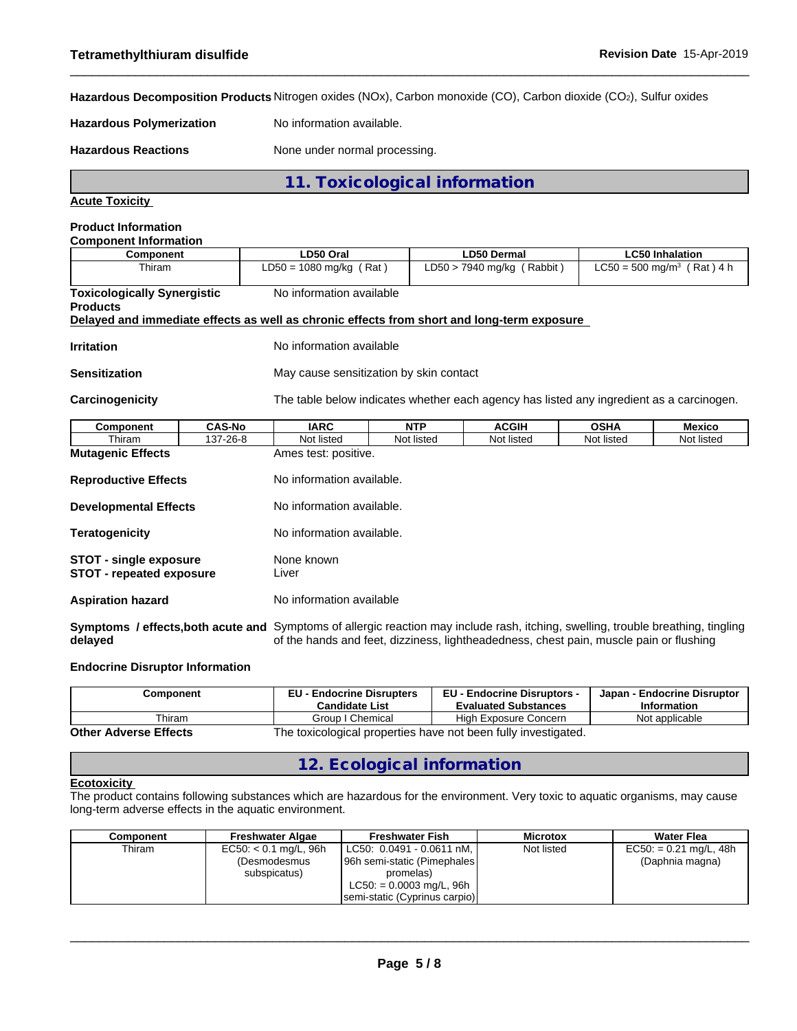**Hazardous Decomposition Products** Nitrogen oxides (NOx), Carbon monoxide (CO), Carbon dioxide ($CO_2$), Sulfur oxides

**Hazardous Polymerization** No information available.

**Hazardous Reactions** None under normal processing.

## 11. Toxicological information

**Acute Toxicity**

**Product Information**

**Component Information**

| Component | LD50 Oral | LD50 Dermal | LC50 Inhalation |
|---|---|---|---|
| Thiram | LD50 = 1080 mg/kg ( Rat ) | LD50 > 7940 mg/kg ( Rabbit ) | LC50 = 500 mg/m$^3$ ( Rat ) 4 h |

**Toxicologically Synergistic Products** No information available

**Delayed and immediate effects as well as chronic effects from short and long-term exposure**

**Irritation** No information available

**Sensitization** May cause sensitization by skin contact

**Carcinogenicity** The table below indicates whether each agency has listed any ingredient as a carcinogen.

| Component | CAS-No | IARC | NTP | ACGIH | OSHA | Mexico |
|---|---|---|---|---|---|---|
| Thiram | 137-26-8 | Not listed | Not listed | Not listed | Not listed | Not listed |

**Mutagenic Effects** Ames test: positive.

**Reproductive Effects** No information available.

**Developmental Effects** No information available.

**Teratogenicity** No information available.

**STOT - single exposure** None known

**STOT - repeated exposure** Liver

**Aspiration hazard** No information available

**Symptoms / effects,both acute and delayed** Symptoms of allergic reaction may include rash, itching, swelling, trouble breathing, tingling of the hands and feet, dizziness, lightheadedness, chest pain, muscle pain or flushing

**Endocrine Disruptor Information**

| Component | EU - Endocrine Disrupters Candidate List | EU - Endocrine Disruptors - Evaluated Substances | Japan - Endocrine Disruptor Information |
|---|---|---|---|
| Thiram | Group I Chemical | High Exposure Concern | Not applicable |

**Other Adverse Effects** The toxicological properties have not been fully investigated.

## 12. Ecological information

**Ecotoxicity**

The product contains following substances which are hazardous for the environment. Very toxic to aquatic organisms, may cause long-term adverse effects in the aquatic environment.

| Component | Freshwater Algae | Freshwater Fish | Microtox | Water Flea |
|---|---|---|---|---|
| Thiram | EC50: < 0.1 mg/L, 96h (Desmodesmus subspicatus) | LC50: 0.0491 - 0.0611 nM, 96h semi-static (Pimephales promelas) LC50: = 0.0003 mg/L, 96h semi-static (Cyprinus carpio) | Not listed | EC50: = 0.21 mg/L, 48h (Daphnia magna) |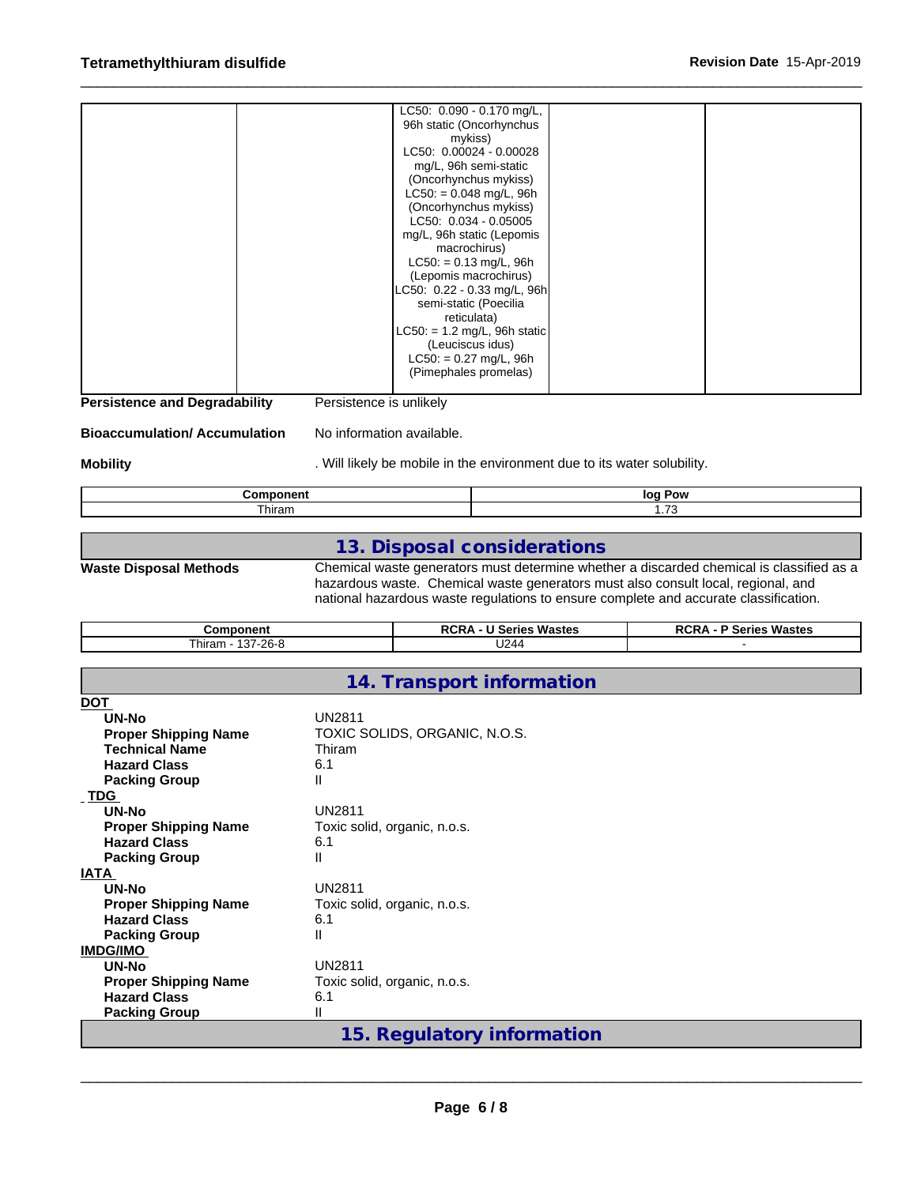| | | | | |
|---|---|---|---|---|
| | | LC50: 0.090 - 0.170 mg/L, 96h static (Oncorhynchus mykiss) LC50: 0.00024 - 0.00028 mg/L, 96h semi-static (Oncorhynchus mykiss) LC50: = 0.048 mg/L, 96h (Oncorhynchus mykiss) LC50: 0.034 - 0.05005 mg/L, 96h static (Lepomis macrochirus) LC50: = 0.13 mg/L, 96h (Lepomis macrochirus) LC50: 0.22 - 0.33 mg/L, 96h semi-static (Poecilia reticulata) LC50: = 1.2 mg/L, 96h static (Leuciscus idus) LC50: = 0.27 mg/L, 96h (Pimephales promelas) | | |

**Persistence and Degradability** Persistence is unlikely

**Bioaccumulation/ Accumulation** No information available.

**Mobility** . Will likely be mobile in the environment due to its water solubility.

| Component | log Pow |
|---|---|
| Thiram | 1.73 |

## 13. Disposal considerations

**Waste Disposal Methods** Chemical waste generators must determine whether a discarded chemical is classified as a hazardous waste. Chemical waste generators must also consult local, regional, and national hazardous waste regulations to ensure complete and accurate classification.

| Component | RCRA - U Series Wastes | RCRA - P Series Wastes |
|---|---|---|
| Thiram - 137-26-8 | U244 | - |

## 14. Transport information

**DOT**

**UN-No** UN2811
**Proper Shipping Name** TOXIC SOLIDS, ORGANIC, N.O.S.
**Technical Name** Thiram
**Hazard Class** 6.1
**Packing Group** II

**TDG**

**UN-No** UN2811
**Proper Shipping Name** Toxic solid, organic, n.o.s.
**Hazard Class** 6.1
**Packing Group** II

**IATA**

**UN-No** UN2811
**Proper Shipping Name** Toxic solid, organic, n.o.s.
**Hazard Class** 6.1
**Packing Group** II

**IMDG/IMO**

**UN-No** UN2811
**Proper Shipping Name** Toxic solid, organic, n.o.s.
**Hazard Class** 6.1
**Packing Group** II

## 15. Regulatory information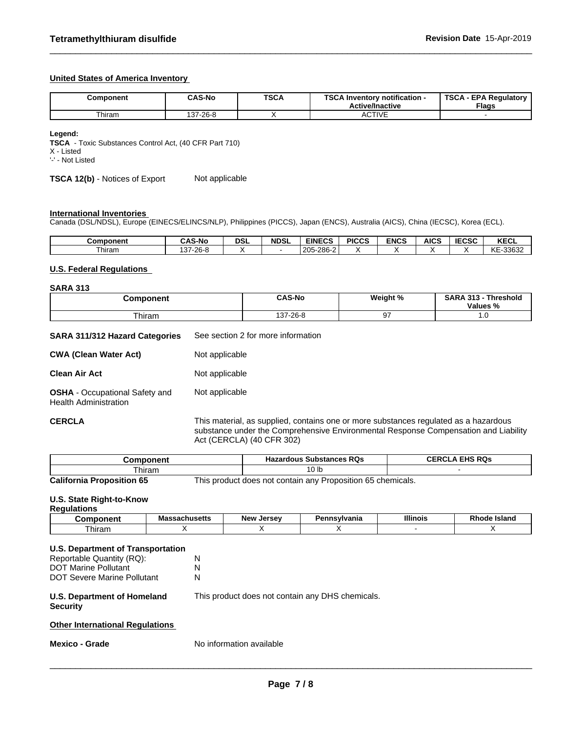### United States of America Inventory

| Component | CAS-No | TSCA | TSCA Inventory notification - Active/Inactive | TSCA - EPA Regulatory Flags |
|---|---|---|---|---|
| Thiram | 137-26-8 | X | ACTIVE | - |

**Legend:**
**TSCA** - Toxic Substances Control Act, (40 CFR Part 710)
X - Listed
'-' - Not Listed

**TSCA 12(b)** - Notices of Export Not applicable

### International Inventories

Canada (DSL/NDSL), Europe (EINECS/ELINCS/NLP), Philippines (PICCS), Japan (ENCS), Australia (AICS), China (IECSC), Korea (ECL).

| Component | CAS-No | DSL | NDSL | EINECS | PICCS | ENCS | AICS | IECSC | KECL |
|---|---|---|---|---|---|---|---|---|---|
| Thiram | 137-26-8 | X | - | 205-286-2 | X | X | X | X | KE-33632 |

### U.S. Federal Regulations

#### SARA 313

| Component | CAS-No | Weight % | SARA 313 - Threshold Values % |
|---|---|---|---|
| Thiram | 137-26-8 | 97 | 1.0 |

**SARA 311/312 Hazard Categories** See section 2 for more information

**CWA (Clean Water Act)** Not applicable

**Clean Air Act** Not applicable

**OSHA** - Occupational Safety and Health Administration Not applicable

**CERCLA** This material, as supplied, contains one or more substances regulated as a hazardous substance under the Comprehensive Environmental Response Compensation and Liability Act (CERCLA) (40 CFR 302)

| Component | Hazardous Substances RQs | CERCLA EHS RQs |
|---|---|---|
| Thiram | 10 lb | - |

**California Proposition 65** This product does not contain any Proposition 65 chemicals.

#### U.S. State Right-to-Know Regulations

| Component | Massachusetts | New Jersey | Pennsylvania | Illinois | Rhode Island |
|---|---|---|---|---|---|
| Thiram | X | X | X | - | X |

#### U.S. Department of Transportation

Reportable Quantity (RQ): N
DOT Marine Pollutant N
DOT Severe Marine Pollutant N

**U.S. Department of Homeland Security** This product does not contain any DHS chemicals.

### Other International Regulations

**Mexico - Grade** No information available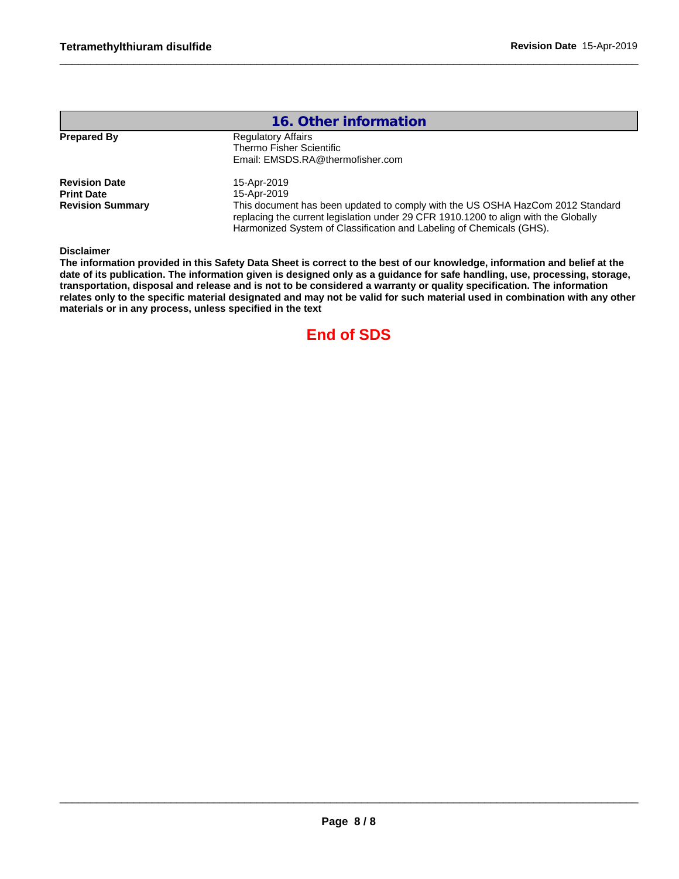## 16. Other information

**Prepared By** Regulatory Affairs
Thermo Fisher Scientific
Email: EMSDS.RA@thermofisher.com

**Revision Date** 15-Apr-2019
**Print Date** 15-Apr-2019
**Revision Summary** This document has been updated to comply with the US OSHA HazCom 2012 Standard replacing the current legislation under 29 CFR 1910.1200 to align with the Globally Harmonized System of Classification and Labeling of Chemicals (GHS).

**Disclaimer**
**The information provided in this Safety Data Sheet is correct to the best of our knowledge, information and belief at the date of its publication. The information given is designed only as a guidance for safe handling, use, processing, storage, transportation, disposal and release and is not to be considered a warranty or quality specification. The information relates only to the specific material designated and may not be valid for such material used in combination with any other materials or in any process, unless specified in the text**

**End of SDS**